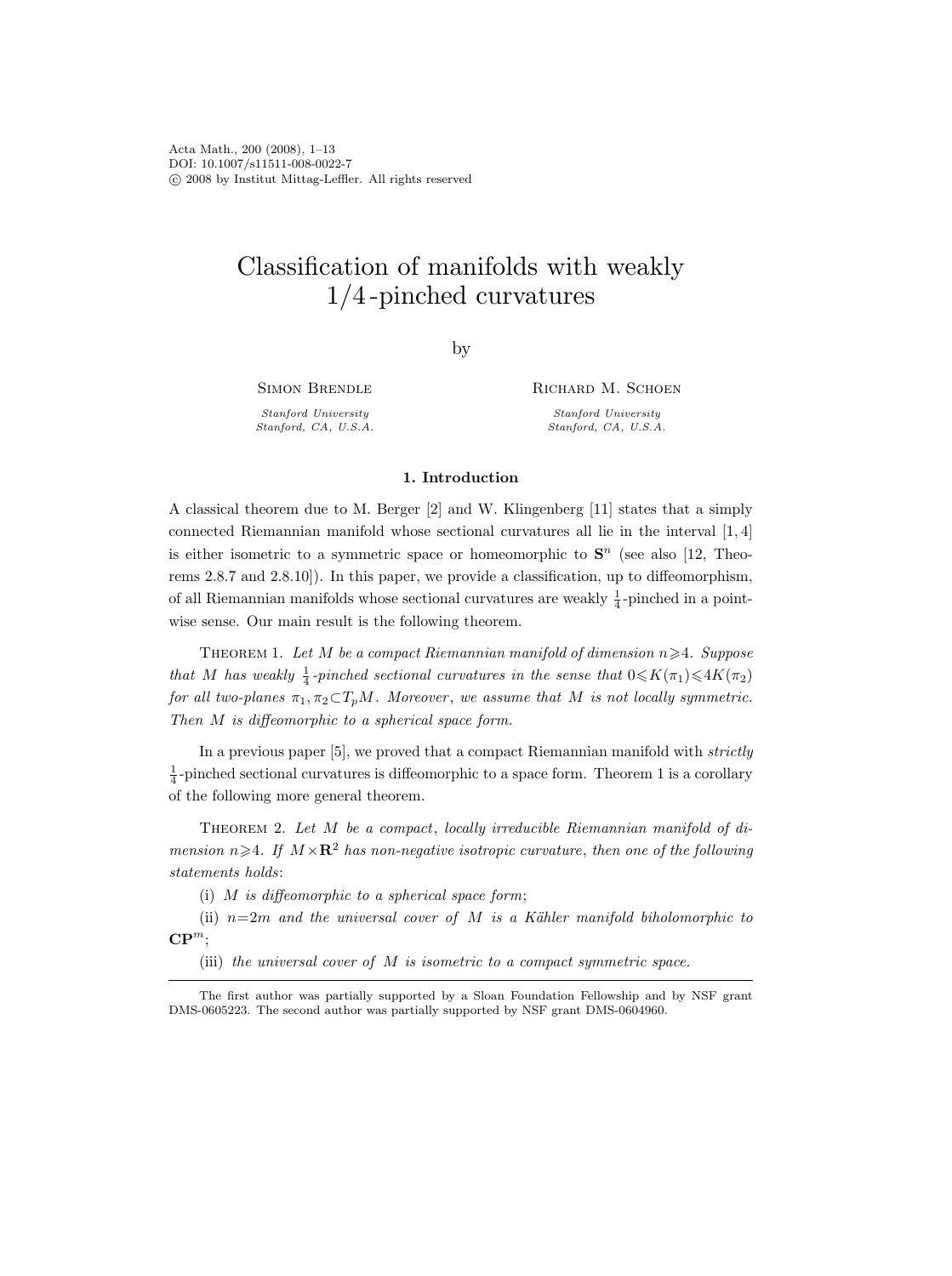# Classification of manifolds with weakly 1/4-pinched curvatures

by

Simon Brendle
*Stanford University*
*Stanford, CA, U.S.A.*

Richard M. Schoen
*Stanford University*
*Stanford, CA, U.S.A.*

## 1. Introduction

A classical theorem due to M. Berger [2] and W. Klingenberg [11] states that a simply connected Riemannian manifold whose sectional curvatures all lie in the interval $[1, 4]$ is either isometric to a symmetric space or homeomorphic to $\mathbf{S}^n$ (see also [12, Theorems 2.8.7 and 2.8.10]). In this paper, we provide a classification, up to diffeomorphism, of all Riemannian manifolds whose sectional curvatures are weakly $\frac{1}{4}$-pinched in a pointwise sense. Our main result is the following theorem.

Theorem 1. *Let $M$ be a compact Riemannian manifold of dimension $n \geqslant 4$. Suppose that $M$ has weakly $\frac{1}{4}$-pinched sectional curvatures in the sense that $0 \leqslant K(\pi_1) \leqslant 4K(\pi_2)$ for all two-planes $\pi_1, \pi_2 \subset T_pM$. Moreover, we assume that $M$ is not locally symmetric. Then $M$ is diffeomorphic to a spherical space form.*

In a previous paper [5], we proved that a compact Riemannian manifold with *strictly* $\frac{1}{4}$-pinched sectional curvatures is diffeomorphic to a space form. Theorem 1 is a corollary of the following more general theorem.

Theorem 2. *Let $M$ be a compact, locally irreducible Riemannian manifold of dimension $n \geqslant 4$. If $M \times \mathbf{R}^2$ has non-negative isotropic curvature, then one of the following statements holds*:

(i) *$M$ is diffeomorphic to a spherical space form*;

(ii) *$n = 2m$ and the universal cover of $M$ is a Kähler manifold biholomorphic to $\mathbf{CP}^m$*;

(iii) *the universal cover of $M$ is isometric to a compact symmetric space.*

---

The first author was partially supported by a Sloan Foundation Fellowship and by NSF grant DMS-0605223. The second author was partially supported by NSF grant DMS-0604960.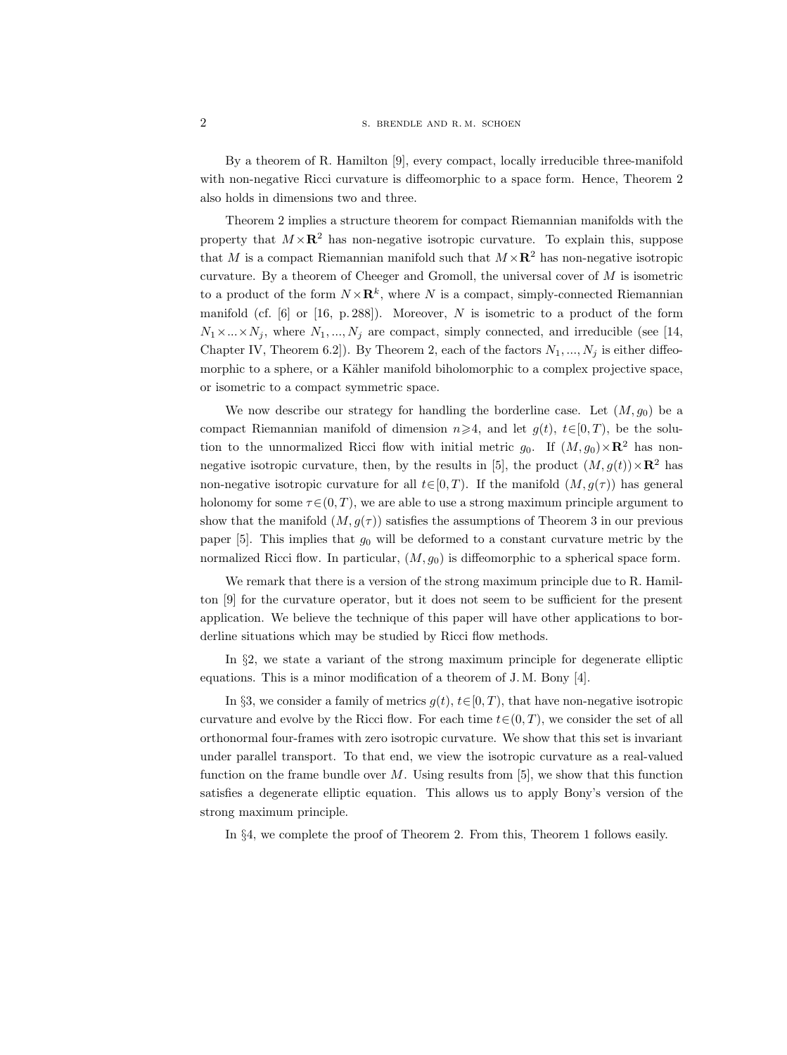By a theorem of R. Hamilton [9], every compact, locally irreducible three-manifold with non-negative Ricci curvature is diffeomorphic to a space form. Hence, Theorem 2 also holds in dimensions two and three.

Theorem 2 implies a structure theorem for compact Riemannian manifolds with the property that $M \times \mathbf{R}^2$ has non-negative isotropic curvature. To explain this, suppose that $M$ is a compact Riemannian manifold such that $M \times \mathbf{R}^2$ has non-negative isotropic curvature. By a theorem of Cheeger and Gromoll, the universal cover of $M$ is isometric to a product of the form $N \times \mathbf{R}^k$, where $N$ is a compact, simply-connected Riemannian manifold (cf. [6] or [16, p. 288]). Moreover, $N$ is isometric to a product of the form $N_1 \times ... \times N_j$, where $N_1, ..., N_j$ are compact, simply connected, and irreducible (see [14, Chapter IV, Theorem 6.2]). By Theorem 2, each of the factors $N_1, ..., N_j$ is either diffeomorphic to a sphere, or a Kähler manifold biholomorphic to a complex projective space, or isometric to a compact symmetric space.

We now describe our strategy for handling the borderline case. Let $(M, g_0)$ be a compact Riemannian manifold of dimension $n \geqslant 4$, and let $g(t)$, $t \in [0, T)$, be the solution to the unnormalized Ricci flow with initial metric $g_0$. If $(M, g_0) \times \mathbf{R}^2$ has non-negative isotropic curvature, then, by the results in [5], the product $(M, g(t)) \times \mathbf{R}^2$ has non-negative isotropic curvature for all $t \in [0, T)$. If the manifold $(M, g(\tau))$ has general holonomy for some $\tau \in (0, T)$, we are able to use a strong maximum principle argument to show that the manifold $(M, g(\tau))$ satisfies the assumptions of Theorem 3 in our previous paper [5]. This implies that $g_0$ will be deformed to a constant curvature metric by the normalized Ricci flow. In particular, $(M, g_0)$ is diffeomorphic to a spherical space form.

We remark that there is a version of the strong maximum principle due to R. Hamilton [9] for the curvature operator, but it does not seem to be sufficient for the present application. We believe the technique of this paper will have other applications to borderline situations which may be studied by Ricci flow methods.

In §2, we state a variant of the strong maximum principle for degenerate elliptic equations. This is a minor modification of a theorem of J. M. Bony [4].

In §3, we consider a family of metrics $g(t)$, $t \in [0, T)$, that have non-negative isotropic curvature and evolve by the Ricci flow. For each time $t \in (0, T)$, we consider the set of all orthonormal four-frames with zero isotropic curvature. We show that this set is invariant under parallel transport. To that end, we view the isotropic curvature as a real-valued function on the frame bundle over $M$. Using results from [5], we show that this function satisfies a degenerate elliptic equation. This allows us to apply Bony's version of the strong maximum principle.

In §4, we complete the proof of Theorem 2. From this, Theorem 1 follows easily.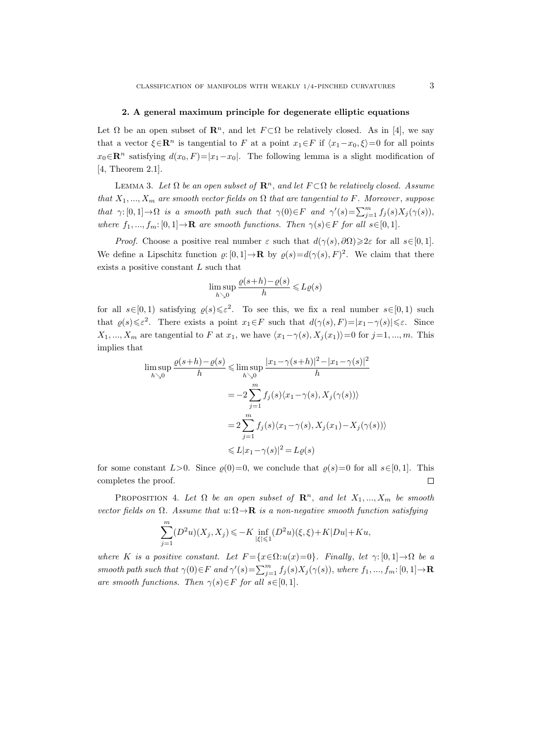## 2. A general maximum principle for degenerate elliptic equations

Let $\Omega$ be an open subset of $\mathbf{R}^n$, and let $F\subset\Omega$ be relatively closed. As in [4], we say that a vector $\xi\in\mathbf{R}^n$ is tangential to $F$ at a point $x_1\in F$ if $\langle x_1-x_0,\xi\rangle=0$ for all points $x_0\in\mathbf{R}^n$ satisfying $d(x_0,F)=|x_1-x_0|$. The following lemma is a slight modification of [4, Theorem 2.1].

Lemma 3. *Let $\Omega$ be an open subset of $\mathbf{R}^n$, and let $F\subset\Omega$ be relatively closed. Assume that $X_1,...,X_m$ are smooth vector fields on $\Omega$ that are tangential to $F$. Moreover, suppose that $\gamma:[0,1]\to\Omega$ is a smooth path such that $\gamma(0)\in F$ and $\gamma'(s)=\sum_{j=1}^m f_j(s)X_j(\gamma(s))$, where $f_1,...,f_m:[0,1]\to\mathbf{R}$ are smooth functions. Then $\gamma(s)\in F$ for all $s\in[0,1]$.*

*Proof.* Choose a positive real number $\varepsilon$ such that $d(\gamma(s),\partial\Omega)\geqslant 2\varepsilon$ for all $s\in[0,1]$. We define a Lipschitz function $\varrho:[0,1]\to\mathbf{R}$ by $\varrho(s)=d(\gamma(s),F)^2$. We claim that there exists a positive constant $L$ such that

$$\limsup_{h\searrow 0}\frac{\varrho(s+h)-\varrho(s)}{h}\leqslant L\varrho(s)$$

for all $s\in[0,1)$ satisfying $\varrho(s)\leqslant\varepsilon^2$. To see this, we fix a real number $s\in[0,1)$ such that $\varrho(s)\leqslant\varepsilon^2$. There exists a point $x_1\in F$ such that $d(\gamma(s),F)=|x_1-\gamma(s)|\leqslant\varepsilon$. Since $X_1,...,X_m$ are tangential to $F$ at $x_1$, we have $\langle x_1-\gamma(s),X_j(x_1)\rangle=0$ for $j=1,...,m$. This implies that

$$\begin{aligned}
\limsup_{h\searrow 0}\frac{\varrho(s+h)-\varrho(s)}{h} &\leqslant \limsup_{h\searrow 0}\frac{|x_1-\gamma(s+h)|^2-|x_1-\gamma(s)|^2}{h}\\
&= -2\sum_{j=1}^m f_j(s)\langle x_1-\gamma(s),X_j(\gamma(s))\rangle\\
&= 2\sum_{j=1}^m f_j(s)\langle x_1-\gamma(s),X_j(x_1)-X_j(\gamma(s))\rangle\\
&\leqslant L|x_1-\gamma(s)|^2=L\varrho(s)
\end{aligned}$$

for some constant $L>0$. Since $\varrho(0)=0$, we conclude that $\varrho(s)=0$ for all $s\in[0,1]$. This completes the proof. $\square$

Proposition 4. *Let $\Omega$ be an open subset of $\mathbf{R}^n$, and let $X_1,...,X_m$ be smooth vector fields on $\Omega$. Assume that $u:\Omega\to\mathbf{R}$ is a non-negative smooth function satisfying*

$$\sum_{j=1}^m (D^2u)(X_j,X_j)\leqslant -K\inf_{|\xi|\leqslant 1}(D^2u)(\xi,\xi)+K|Du|+Ku,$$

*where $K$ is a positive constant. Let $F=\{x\in\Omega:u(x)=0\}$. Finally, let $\gamma:[0,1]\to\Omega$ be a smooth path such that $\gamma(0)\in F$ and $\gamma'(s)=\sum_{j=1}^m f_j(s)X_j(\gamma(s))$, where $f_1,...,f_m:[0,1]\to\mathbf{R}$ are smooth functions. Then $\gamma(s)\in F$ for all $s\in[0,1]$.*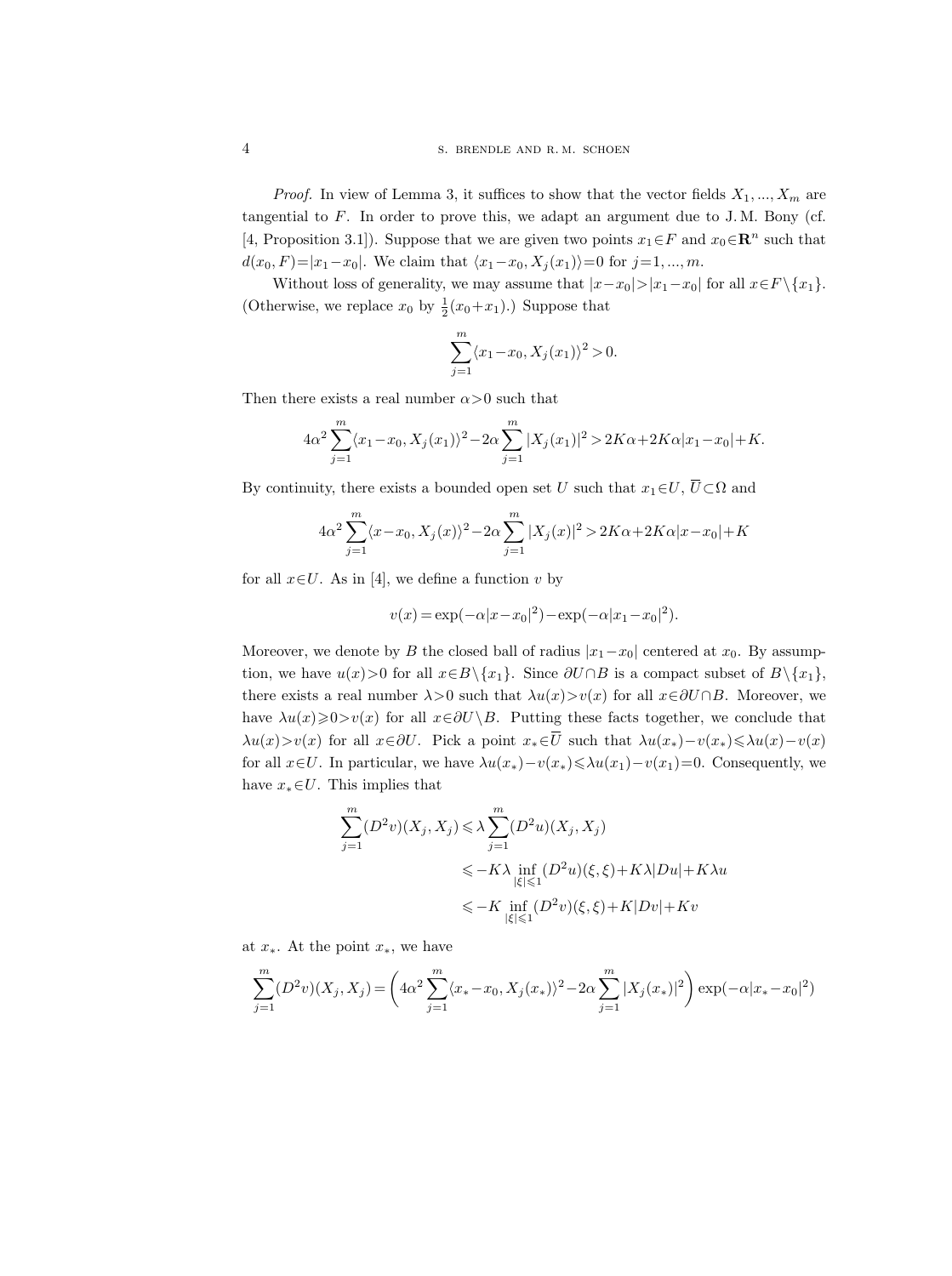*Proof.* In view of Lemma 3, it suffices to show that the vector fields $X_1, ..., X_m$ are tangential to $F$. In order to prove this, we adapt an argument due to J. M. Bony (cf. [4, Proposition 3.1]). Suppose that we are given two points $x_1 \in F$ and $x_0 \in \mathbf{R}^n$ such that $d(x_0, F) = |x_1 - x_0|$. We claim that $\langle x_1 - x_0, X_j(x_1) \rangle = 0$ for $j = 1, ..., m$.

Without loss of generality, we may assume that $|x - x_0| > |x_1 - x_0|$ for all $x \in F \setminus \{x_1\}$. (Otherwise, we replace $x_0$ by $\frac{1}{2}(x_0 + x_1)$.) Suppose that

$$\sum_{j=1}^{m} \langle x_1 - x_0, X_j(x_1) \rangle^2 > 0.$$

Then there exists a real number $\alpha > 0$ such that

$$4\alpha^2 \sum_{j=1}^{m} \langle x_1 - x_0, X_j(x_1) \rangle^2 - 2\alpha \sum_{j=1}^{m} |X_j(x_1)|^2 > 2K\alpha + 2K\alpha |x_1 - x_0| + K.$$

By continuity, there exists a bounded open set $U$ such that $x_1 \in U$, $\overline{U} \subset \Omega$ and

$$4\alpha^2 \sum_{j=1}^{m} \langle x - x_0, X_j(x) \rangle^2 - 2\alpha \sum_{j=1}^{m} |X_j(x)|^2 > 2K\alpha + 2K\alpha |x - x_0| + K$$

for all $x \in U$. As in [4], we define a function $v$ by

$$v(x) = \exp(-\alpha |x - x_0|^2) - \exp(-\alpha |x_1 - x_0|^2).$$

Moreover, we denote by $B$ the closed ball of radius $|x_1 - x_0|$ centered at $x_0$. By assumption, we have $u(x) > 0$ for all $x \in B \setminus \{x_1\}$. Since $\partial U \cap B$ is a compact subset of $B \setminus \{x_1\}$, there exists a real number $\lambda > 0$ such that $\lambda u(x) > v(x)$ for all $x \in \partial U \cap B$. Moreover, we have $\lambda u(x) \geqslant 0 > v(x)$ for all $x \in \partial U \setminus B$. Putting these facts together, we conclude that $\lambda u(x) > v(x)$ for all $x \in \partial U$. Pick a point $x_* \in \overline{U}$ such that $\lambda u(x_*) - v(x_*) \leqslant \lambda u(x) - v(x)$ for all $x \in U$. In particular, we have $\lambda u(x_*) - v(x_*) \leqslant \lambda u(x_1) - v(x_1) = 0$. Consequently, we have $x_* \in U$. This implies that

$$\begin{aligned}
\sum_{j=1}^{m} (D^2 v)(X_j, X_j) &\leqslant \lambda \sum_{j=1}^{m} (D^2 u)(X_j, X_j) \\
&\leqslant -K\lambda \inf_{|\xi| \leqslant 1} (D^2 u)(\xi, \xi) + K\lambda |Du| + K\lambda u \\
&\leqslant -K \inf_{|\xi| \leqslant 1} (D^2 v)(\xi, \xi) + K|Dv| + Kv
\end{aligned}$$

at $x_*$. At the point $x_*$, we have

$$\sum_{j=1}^{m} (D^2 v)(X_j, X_j) = \left( 4\alpha^2 \sum_{j=1}^{m} \langle x_* - x_0, X_j(x_*) \rangle^2 - 2\alpha \sum_{j=1}^{m} |X_j(x_*)|^2 \right) \exp(-\alpha |x_* - x_0|^2)$$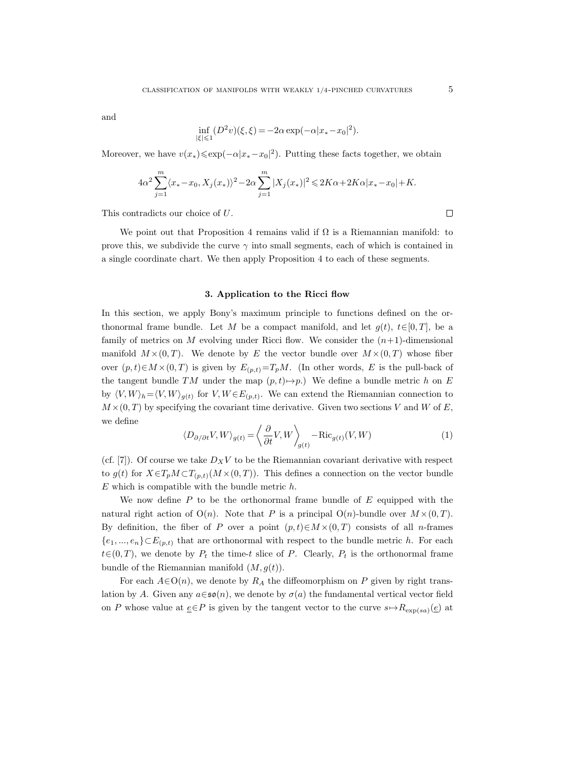and

$$\inf_{|\xi| \leqslant 1} (D^2 v)(\xi, \xi) = -2\alpha \exp(-\alpha |x_* - x_0|^2).$$

Moreover, we have $v(x_*) \leqslant \exp(-\alpha |x_* - x_0|^2)$. Putting these facts together, we obtain

$$4\alpha^2 \sum_{j=1}^m \langle x_* - x_0, X_j(x_*) \rangle^2 - 2\alpha \sum_{j=1}^m |X_j(x_*)|^2 \leqslant 2K\alpha + 2K\alpha |x_* - x_0| + K.$$

This contradicts our choice of $U$. $\square$

We point out that Proposition 4 remains valid if $\Omega$ is a Riemannian manifold: to prove this, we subdivide the curve $\gamma$ into small segments, each of which is contained in a single coordinate chart. We then apply Proposition 4 to each of these segments.

## 3. Application to the Ricci flow

In this section, we apply Bony's maximum principle to functions defined on the orthonormal frame bundle. Let $M$ be a compact manifold, and let $g(t)$, $t \in [0, T]$, be a family of metrics on $M$ evolving under Ricci flow. We consider the $(n+1)$-dimensional manifold $M \times (0, T)$. We denote by $E$ the vector bundle over $M \times (0, T)$ whose fiber over $(p, t) \in M \times (0, T)$ is given by $E_{(p,t)} = T_p M$. (In other words, $E$ is the pull-back of the tangent bundle $TM$ under the map $(p, t) \mapsto p$.) We define a bundle metric $h$ on $E$ by $\langle V, W \rangle_h = \langle V, W \rangle_{g(t)}$ for $V, W \in E_{(p,t)}$. We can extend the Riemannian connection to $M \times (0, T)$ by specifying the covariant time derivative. Given two sections $V$ and $W$ of $E$, we define

$$\langle D_{\partial/\partial t} V, W \rangle_{g(t)} = \left\langle \frac{\partial}{\partial t} V, W \right\rangle_{g(t)} - \mathrm{Ric}_{g(t)}(V, W) \tag{1}$$

(cf. [7]). Of course we take $D_X V$ to be the Riemannian covariant derivative with respect to $g(t)$ for $X \in T_p M \subset T_{(p,t)}(M \times (0, T))$. This defines a connection on the vector bundle $E$ which is compatible with the bundle metric $h$.

We now define $P$ to be the orthonormal frame bundle of $E$ equipped with the natural right action of $\mathrm{O}(n)$. Note that $P$ is a principal $\mathrm{O}(n)$-bundle over $M \times (0, T)$. By definition, the fiber of $P$ over a point $(p, t) \in M \times (0, T)$ consists of all $n$-frames $\{e_1, ..., e_n\} \subset E_{(p,t)}$ that are orthonormal with respect to the bundle metric $h$. For each $t \in (0, T)$, we denote by $P_t$ the time-$t$ slice of $P$. Clearly, $P_t$ is the orthonormal frame bundle of the Riemannian manifold $(M, g(t))$.

For each $A \in \mathrm{O}(n)$, we denote by $R_A$ the diffeomorphism on $P$ given by right translation by $A$. Given any $a \in \mathfrak{so}(n)$, we denote by $\sigma(a)$ the fundamental vertical vector field on $P$ whose value at $\underline{e} \in P$ is given by the tangent vector to the curve $s \mapsto R_{\exp(sa)}(\underline{e})$ at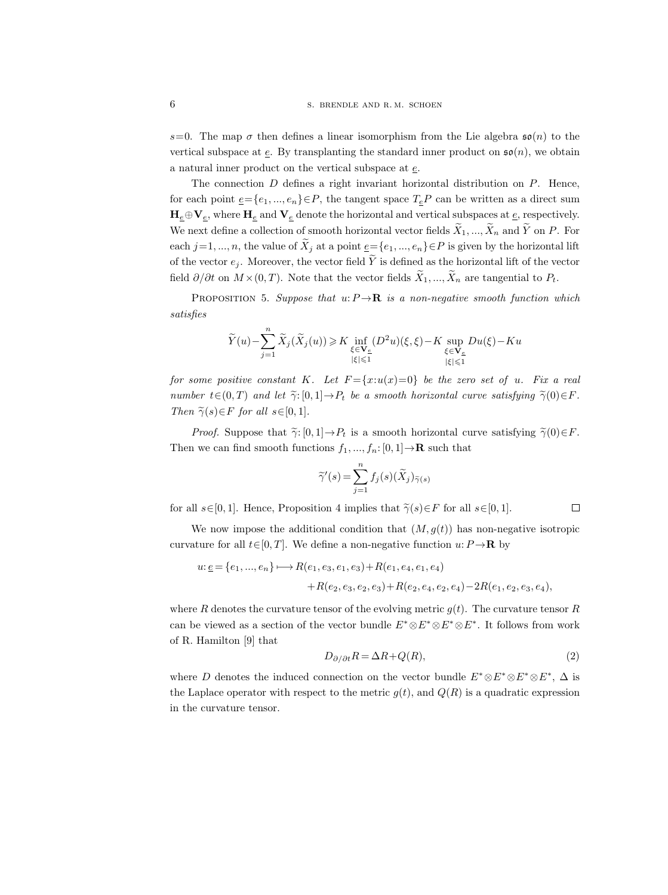$s=0$. The map $\sigma$ then defines a linear isomorphism from the Lie algebra $\mathfrak{so}(n)$ to the vertical subspace at $\underline{e}$. By transplanting the standard inner product on $\mathfrak{so}(n)$, we obtain a natural inner product on the vertical subspace at $\underline{e}$.

The connection $D$ defines a right invariant horizontal distribution on $P$. Hence, for each point $\underline{e}=\{e_1, ..., e_n\}\in P$, the tangent space $T_{\underline{e}}P$ can be written as a direct sum $\mathbf{H}_{\underline{e}}\oplus\mathbf{V}_{\underline{e}}$, where $\mathbf{H}_{\underline{e}}$ and $\mathbf{V}_{\underline{e}}$ denote the horizontal and vertical subspaces at $\underline{e}$, respectively. We next define a collection of smooth horizontal vector fields $\widetilde{X}_1, ..., \widetilde{X}_n$ and $\widetilde{Y}$ on $P$. For each $j=1, ..., n$, the value of $\widetilde{X}_j$ at a point $\underline{e}=\{e_1, ..., e_n\}\in P$ is given by the horizontal lift of the vector $e_j$. Moreover, the vector field $\widetilde{Y}$ is defined as the horizontal lift of the vector field $\partial/\partial t$ on $M\times(0,T)$. Note that the vector fields $\widetilde{X}_1, ..., \widetilde{X}_n$ are tangential to $P_t$.

Proposition 5. *Suppose that $u\colon P\to\mathbf{R}$ is a non-negative smooth function which satisfies*

$$\widetilde{Y}(u)-\sum_{j=1}^{n}\widetilde{X}_j(\widetilde{X}_j(u))\geqslant K\inf_{\substack{\xi\in\mathbf{V}_{\underline{e}}\\|\xi|\leqslant 1}}(D^2u)(\xi,\xi)-K\sup_{\substack{\xi\in\mathbf{V}_{\underline{e}}\\|\xi|\leqslant 1}}Du(\xi)-Ku$$

*for some positive constant $K$. Let $F=\{x:u(x)=0\}$ be the zero set of $u$. Fix a real number $t\in(0,T)$ and let $\widetilde{\gamma}\colon[0,1]\to P_t$ be a smooth horizontal curve satisfying $\widetilde{\gamma}(0)\in F$. Then $\widetilde{\gamma}(s)\in F$ for all $s\in[0,1]$.*

*Proof.* Suppose that $\widetilde{\gamma}\colon[0,1]\to P_t$ is a smooth horizontal curve satisfying $\widetilde{\gamma}(0)\in F$. Then we can find smooth functions $f_1, ..., f_n\colon[0,1]\to\mathbf{R}$ such that

$$\widetilde{\gamma}'(s)=\sum_{j=1}^{n}f_j(s)(\widetilde{X}_j)_{\widetilde{\gamma}(s)}$$

for all $s\in[0,1]$. Hence, Proposition 4 implies that $\widetilde{\gamma}(s)\in F$ for all $s\in[0,1]$. $\square$

We now impose the additional condition that $(M,g(t))$ has non-negative isotropic curvature for all $t\in[0,T]$. We define a non-negative function $u\colon P\to\mathbf{R}$ by

$$\begin{aligned}u\colon\underline{e}=\{e_1, ..., e_n\}\longmapsto{}&R(e_1,e_3,e_1,e_3)+R(e_1,e_4,e_1,e_4)\\&+R(e_2,e_3,e_2,e_3)+R(e_2,e_4,e_2,e_4)-2R(e_1,e_2,e_3,e_4),\end{aligned}$$

where $R$ denotes the curvature tensor of the evolving metric $g(t)$. The curvature tensor $R$ can be viewed as a section of the vector bundle $E^*\otimes E^*\otimes E^*\otimes E^*$. It follows from work of R. Hamilton [9] that

$$D_{\partial/\partial t}R=\Delta R+Q(R), \tag{2}$$

where $D$ denotes the induced connection on the vector bundle $E^*\otimes E^*\otimes E^*\otimes E^*$, $\Delta$ is the Laplace operator with respect to the metric $g(t)$, and $Q(R)$ is a quadratic expression in the curvature tensor.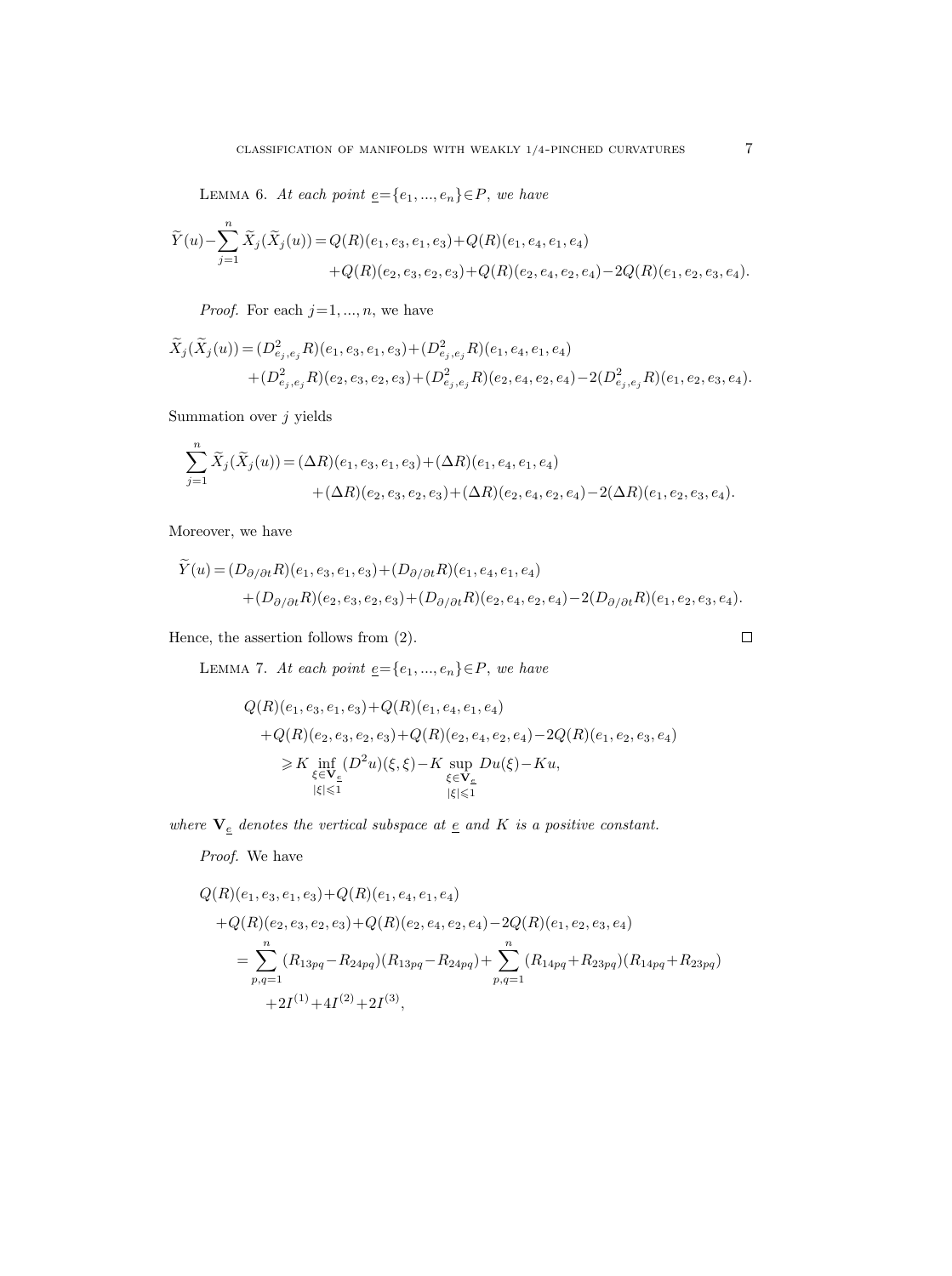Lemma 6. *At each point $\underline{e}=\{e_1,...,e_n\}\in P$, we have*

$$\widetilde{Y}(u)-\sum_{j=1}^{n}\widetilde{X}_j(\widetilde{X}_j(u))=Q(R)(e_1,e_3,e_1,e_3)+Q(R)(e_1,e_4,e_1,e_4)$$
$$+Q(R)(e_2,e_3,e_2,e_3)+Q(R)(e_2,e_4,e_2,e_4)-2Q(R)(e_1,e_2,e_3,e_4).$$

*Proof.* For each $j=1,...,n$, we have

$$\widetilde{X}_j(\widetilde{X}_j(u))=(D^2_{e_j,e_j}R)(e_1,e_3,e_1,e_3)+(D^2_{e_j,e_j}R)(e_1,e_4,e_1,e_4)$$
$$+(D^2_{e_j,e_j}R)(e_2,e_3,e_2,e_3)+(D^2_{e_j,e_j}R)(e_2,e_4,e_2,e_4)-2(D^2_{e_j,e_j}R)(e_1,e_2,e_3,e_4).$$

Summation over $j$ yields

$$\sum_{j=1}^{n}\widetilde{X}_j(\widetilde{X}_j(u))=(\Delta R)(e_1,e_3,e_1,e_3)+(\Delta R)(e_1,e_4,e_1,e_4)$$
$$+(\Delta R)(e_2,e_3,e_2,e_3)+(\Delta R)(e_2,e_4,e_2,e_4)-2(\Delta R)(e_1,e_2,e_3,e_4).$$

Moreover, we have

$$\widetilde{Y}(u)=(D_{\partial/\partial t}R)(e_1,e_3,e_1,e_3)+(D_{\partial/\partial t}R)(e_1,e_4,e_1,e_4)$$
$$+(D_{\partial/\partial t}R)(e_2,e_3,e_2,e_3)+(D_{\partial/\partial t}R)(e_2,e_4,e_2,e_4)-2(D_{\partial/\partial t}R)(e_1,e_2,e_3,e_4).$$

Hence, the assertion follows from (2). $\square$

Lemma 7. *At each point $\underline{e}=\{e_1,...,e_n\}\in P$, we have*

$$\begin{aligned}&Q(R)(e_1,e_3,e_1,e_3)+Q(R)(e_1,e_4,e_1,e_4)\\&\quad+Q(R)(e_2,e_3,e_2,e_3)+Q(R)(e_2,e_4,e_2,e_4)-2Q(R)(e_1,e_2,e_3,e_4)\\&\qquad\geqslant K\inf_{\substack{\xi\in\mathbf{V}_{\underline{e}}\\|\xi|\leqslant 1}}(D^2u)(\xi,\xi)-K\sup_{\substack{\xi\in\mathbf{V}_{\underline{e}}\\|\xi|\leqslant 1}}Du(\xi)-Ku,\end{aligned}$$

*where $\mathbf{V}_{\underline{e}}$ denotes the vertical subspace at $\underline{e}$ and $K$ is a positive constant.*

*Proof.* We have

$$\begin{aligned}&Q(R)(e_1,e_3,e_1,e_3)+Q(R)(e_1,e_4,e_1,e_4)\\&\quad+Q(R)(e_2,e_3,e_2,e_3)+Q(R)(e_2,e_4,e_2,e_4)-2Q(R)(e_1,e_2,e_3,e_4)\\&\qquad=\sum_{p,q=1}^{n}(R_{13pq}-R_{24pq})(R_{13pq}-R_{24pq})+\sum_{p,q=1}^{n}(R_{14pq}+R_{23pq})(R_{14pq}+R_{23pq})\\&\qquad\quad+2I^{(1)}+4I^{(2)}+2I^{(3)},\end{aligned}$$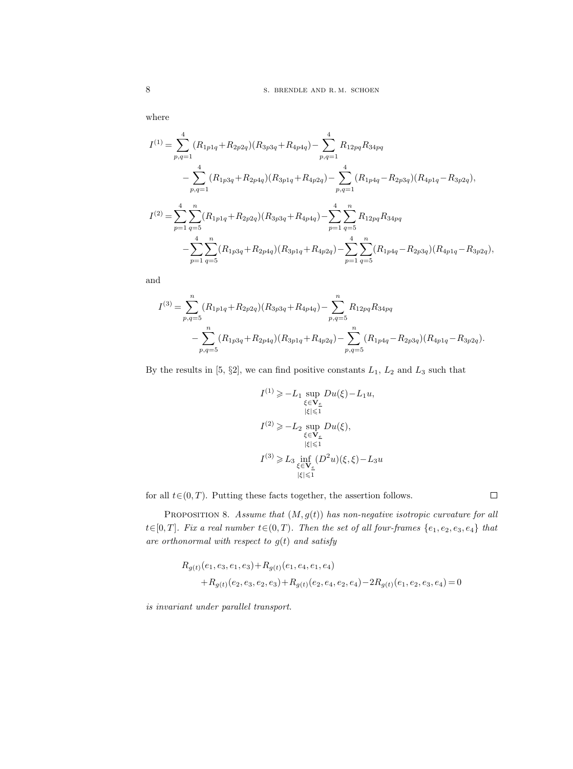where

$$I^{(1)} = \sum_{p,q=1}^{4} (R_{1p1q} + R_{2p2q})(R_{3p3q} + R_{4p4q}) - \sum_{p,q=1}^{4} R_{12pq} R_{34pq}$$
$$- \sum_{p,q=1}^{4} (R_{1p3q} + R_{2p4q})(R_{3p1q} + R_{4p2q}) - \sum_{p,q=1}^{4} (R_{1p4q} - R_{2p3q})(R_{4p1q} - R_{3p2q}),$$

$$I^{(2)} = \sum_{p=1}^{4} \sum_{q=5}^{n} (R_{1p1q} + R_{2p2q})(R_{3p3q} + R_{4p4q}) - \sum_{p=1}^{4} \sum_{q=5}^{n} R_{12pq} R_{34pq}$$
$$- \sum_{p=1}^{4} \sum_{q=5}^{n} (R_{1p3q} + R_{2p4q})(R_{3p1q} + R_{4p2q}) - \sum_{p=1}^{4} \sum_{q=5}^{n} (R_{1p4q} - R_{2p3q})(R_{4p1q} - R_{3p2q}),$$

and

$$I^{(3)} = \sum_{p,q=5}^{n} (R_{1p1q} + R_{2p2q})(R_{3p3q} + R_{4p4q}) - \sum_{p,q=5}^{n} R_{12pq} R_{34pq}$$
$$- \sum_{p,q=5}^{n} (R_{1p3q} + R_{2p4q})(R_{3p1q} + R_{4p2q}) - \sum_{p,q=5}^{n} (R_{1p4q} - R_{2p3q})(R_{4p1q} - R_{3p2q}).$$

By the results in [5, §2], we can find positive constants $L_1$, $L_2$ and $L_3$ such that

$$I^{(1)} \geqslant -L_1 \sup_{\substack{\xi \in \mathbf{V}_e \\ |\xi| \leqslant 1}} Du(\xi) - L_1 u,$$
$$I^{(2)} \geqslant -L_2 \sup_{\substack{\xi \in \mathbf{V}_e \\ |\xi| \leqslant 1}} Du(\xi),$$
$$I^{(3)} \geqslant L_3 \inf_{\substack{\xi \in \mathbf{V}_e \\ |\xi| \leqslant 1}} (D^2 u)(\xi, \xi) - L_3 u$$

for all $t \in (0, T)$. Putting these facts together, the assertion follows. $\square$

PROPOSITION 8. *Assume that $(M, g(t))$ has non-negative isotropic curvature for all $t \in [0, T]$. Fix a real number $t \in (0, T)$. Then the set of all four-frames $\{e_1, e_2, e_3, e_4\}$ that are orthonormal with respect to $g(t)$ and satisfy*

$$R_{g(t)}(e_1, e_3, e_1, e_3) + R_{g(t)}(e_1, e_4, e_1, e_4)$$
$$+ R_{g(t)}(e_2, e_3, e_2, e_3) + R_{g(t)}(e_2, e_4, e_2, e_4) - 2R_{g(t)}(e_1, e_2, e_3, e_4) = 0$$

*is invariant under parallel transport.*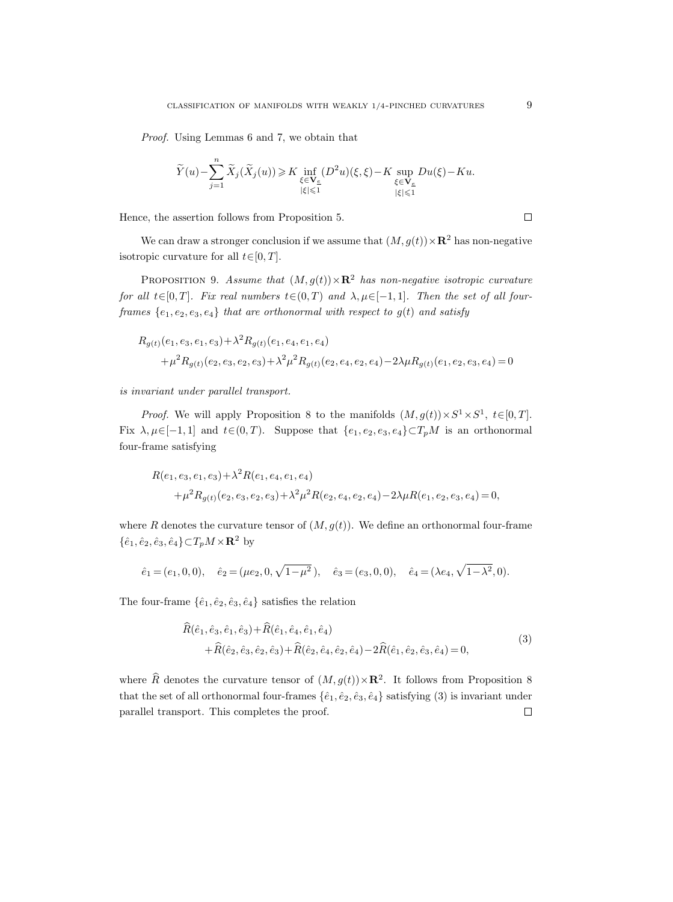*Proof.* Using Lemmas 6 and 7, we obtain that

$$\widetilde{Y}(u) - \sum_{j=1}^{n} \widetilde{X}_j(\widetilde{X}_j(u)) \geqslant K \inf_{\substack{\xi \in \mathbf{V}_{\underline{e}} \\ |\xi| \leqslant 1}} (D^2 u)(\xi, \xi) - K \sup_{\substack{\xi \in \mathbf{V}_{\underline{e}} \\ |\xi| \leqslant 1}} Du(\xi) - Ku.$$

Hence, the assertion follows from Proposition 5. □

We can draw a stronger conclusion if we assume that $(M, g(t)) \times \mathbf{R}^2$ has non-negative isotropic curvature for all $t \in [0, T]$.

Proposition 9. *Assume that $(M, g(t)) \times \mathbf{R}^2$ has non-negative isotropic curvature for all $t \in [0, T]$. Fix real numbers $t \in (0, T)$ and $\lambda, \mu \in [-1, 1]$. Then the set of all four-frames $\{e_1, e_2, e_3, e_4\}$ that are orthonormal with respect to $g(t)$ and satisfy*

$$\begin{aligned} &R_{g(t)}(e_1, e_3, e_1, e_3) + \lambda^2 R_{g(t)}(e_1, e_4, e_1, e_4) \\ &\quad + \mu^2 R_{g(t)}(e_2, e_3, e_2, e_3) + \lambda^2 \mu^2 R_{g(t)}(e_2, e_4, e_2, e_4) - 2\lambda\mu R_{g(t)}(e_1, e_2, e_3, e_4) = 0 \end{aligned}$$

*is invariant under parallel transport.*

*Proof.* We will apply Proposition 8 to the manifolds $(M, g(t)) \times S^1 \times S^1$, $t \in [0, T]$. Fix $\lambda, \mu \in [-1, 1]$ and $t \in (0, T)$. Suppose that $\{e_1, e_2, e_3, e_4\} \subset T_p M$ is an orthonormal four-frame satisfying

$$\begin{aligned} &R(e_1, e_3, e_1, e_3) + \lambda^2 R(e_1, e_4, e_1, e_4) \\ &\quad + \mu^2 R_{g(t)}(e_2, e_3, e_2, e_3) + \lambda^2 \mu^2 R(e_2, e_4, e_2, e_4) - 2\lambda\mu R(e_1, e_2, e_3, e_4) = 0, \end{aligned}$$

where $R$ denotes the curvature tensor of $(M, g(t))$. We define an orthonormal four-frame $\{\hat{e}_1, \hat{e}_2, \hat{e}_3, \hat{e}_4\} \subset T_p M \times \mathbf{R}^2$ by

$$\hat{e}_1 = (e_1, 0, 0), \quad \hat{e}_2 = (\mu e_2, 0, \sqrt{1-\mu^2}\,), \quad \hat{e}_3 = (e_3, 0, 0), \quad \hat{e}_4 = (\lambda e_4, \sqrt{1-\lambda^2}, 0).$$

The four-frame $\{\hat{e}_1, \hat{e}_2, \hat{e}_3, \hat{e}_4\}$ satisfies the relation

$$\begin{aligned} &\widehat{R}(\hat{e}_1, \hat{e}_3, \hat{e}_1, \hat{e}_3) + \widehat{R}(\hat{e}_1, \hat{e}_4, \hat{e}_1, \hat{e}_4) \\ &\quad + \widehat{R}(\hat{e}_2, \hat{e}_3, \hat{e}_2, \hat{e}_3) + \widehat{R}(\hat{e}_2, \hat{e}_4, \hat{e}_2, \hat{e}_4) - 2\widehat{R}(\hat{e}_1, \hat{e}_2, \hat{e}_3, \hat{e}_4) = 0, \end{aligned} \tag{3}$$

where $\widehat{R}$ denotes the curvature tensor of $(M, g(t)) \times \mathbf{R}^2$. It follows from Proposition 8 that the set of all orthonormal four-frames $\{\hat{e}_1, \hat{e}_2, \hat{e}_3, \hat{e}_4\}$ satisfying (3) is invariant under parallel transport. This completes the proof. □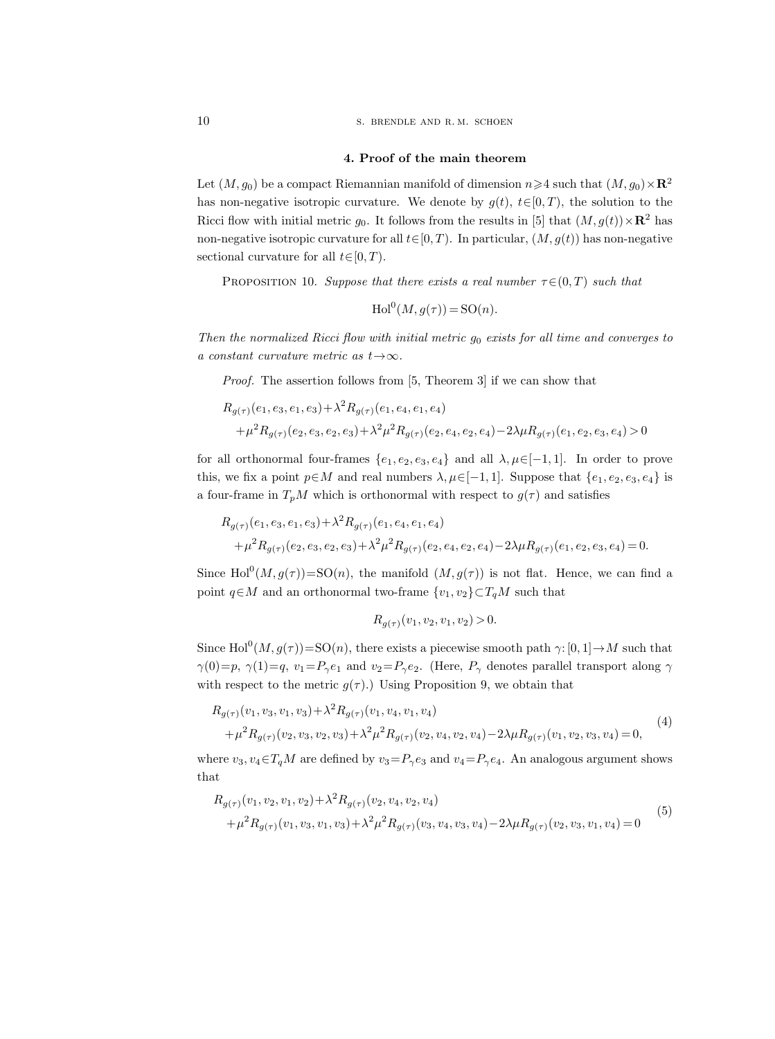## 4. Proof of the main theorem

Let $(M, g_0)$ be a compact Riemannian manifold of dimension $n \geqslant 4$ such that $(M, g_0) \times \mathbf{R}^2$ has non-negative isotropic curvature. We denote by $g(t)$, $t \in [0, T)$, the solution to the Ricci flow with initial metric $g_0$. It follows from the results in [5] that $(M, g(t)) \times \mathbf{R}^2$ has non-negative isotropic curvature for all $t \in [0, T)$. In particular, $(M, g(t))$ has non-negative sectional curvature for all $t \in [0, T)$.

Proposition 10. *Suppose that there exists a real number $\tau \in (0, T)$ such that*

$$\mathrm{Hol}^0(M, g(\tau)) = \mathrm{SO}(n).$$

*Then the normalized Ricci flow with initial metric $g_0$ exists for all time and converges to a constant curvature metric as $t \to \infty$.*

*Proof.* The assertion follows from [5, Theorem 3] if we can show that

$$\begin{aligned}
&R_{g(\tau)}(e_1, e_3, e_1, e_3) + \lambda^2 R_{g(\tau)}(e_1, e_4, e_1, e_4) \\
&\quad + \mu^2 R_{g(\tau)}(e_2, e_3, e_2, e_3) + \lambda^2 \mu^2 R_{g(\tau)}(e_2, e_4, e_2, e_4) - 2\lambda\mu R_{g(\tau)}(e_1, e_2, e_3, e_4) > 0
\end{aligned}$$

for all orthonormal four-frames $\{e_1, e_2, e_3, e_4\}$ and all $\lambda, \mu \in [-1, 1]$. In order to prove this, we fix a point $p \in M$ and real numbers $\lambda, \mu \in [-1, 1]$. Suppose that $\{e_1, e_2, e_3, e_4\}$ is a four-frame in $T_p M$ which is orthonormal with respect to $g(\tau)$ and satisfies

$$\begin{aligned}
&R_{g(\tau)}(e_1, e_3, e_1, e_3) + \lambda^2 R_{g(\tau)}(e_1, e_4, e_1, e_4) \\
&\quad + \mu^2 R_{g(\tau)}(e_2, e_3, e_2, e_3) + \lambda^2 \mu^2 R_{g(\tau)}(e_2, e_4, e_2, e_4) - 2\lambda\mu R_{g(\tau)}(e_1, e_2, e_3, e_4) = 0.
\end{aligned}$$

Since $\mathrm{Hol}^0(M, g(\tau)) = \mathrm{SO}(n)$, the manifold $(M, g(\tau))$ is not flat. Hence, we can find a point $q \in M$ and an orthonormal two-frame $\{v_1, v_2\} \subset T_q M$ such that

$$R_{g(\tau)}(v_1, v_2, v_1, v_2) > 0.$$

Since $\mathrm{Hol}^0(M, g(\tau)) = \mathrm{SO}(n)$, there exists a piecewise smooth path $\gamma: [0, 1] \to M$ such that $\gamma(0) = p$, $\gamma(1) = q$, $v_1 = P_\gamma e_1$ and $v_2 = P_\gamma e_2$. (Here, $P_\gamma$ denotes parallel transport along $\gamma$ with respect to the metric $g(\tau)$.) Using Proposition 9, we obtain that

$$\begin{aligned}
&R_{g(\tau)}(v_1, v_3, v_1, v_3) + \lambda^2 R_{g(\tau)}(v_1, v_4, v_1, v_4) \\
&\quad + \mu^2 R_{g(\tau)}(v_2, v_3, v_2, v_3) + \lambda^2 \mu^2 R_{g(\tau)}(v_2, v_4, v_2, v_4) - 2\lambda\mu R_{g(\tau)}(v_1, v_2, v_3, v_4) = 0,
\end{aligned} \tag{4}$$

where $v_3, v_4 \in T_q M$ are defined by $v_3 = P_\gamma e_3$ and $v_4 = P_\gamma e_4$. An analogous argument shows that

$$\begin{aligned}
&R_{g(\tau)}(v_1, v_2, v_1, v_2) + \lambda^2 R_{g(\tau)}(v_2, v_4, v_2, v_4) \\
&\quad + \mu^2 R_{g(\tau)}(v_1, v_3, v_1, v_3) + \lambda^2 \mu^2 R_{g(\tau)}(v_3, v_4, v_3, v_4) - 2\lambda\mu R_{g(\tau)}(v_2, v_3, v_1, v_4) = 0
\end{aligned} \tag{5}$$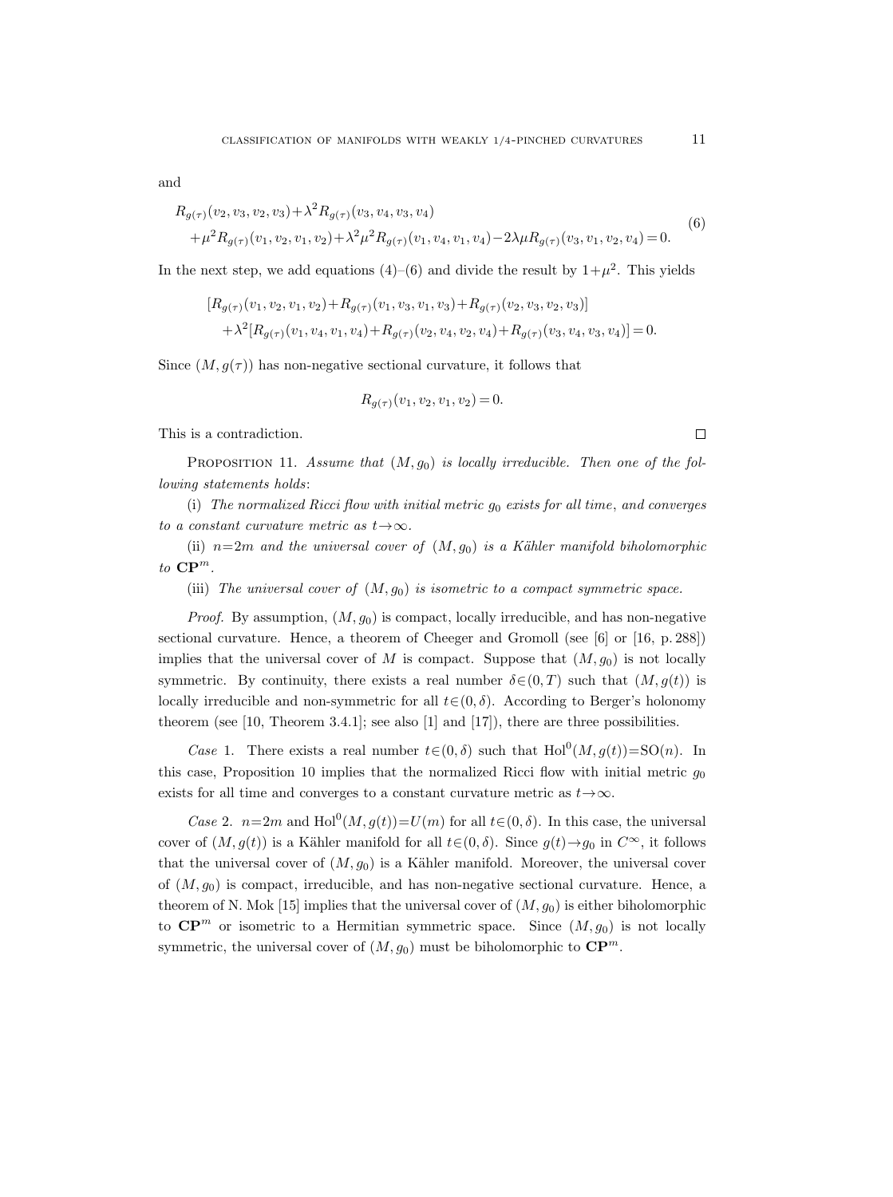and

$$
\begin{aligned}
&R_{g(\tau)}(v_2,v_3,v_2,v_3)+\lambda^2 R_{g(\tau)}(v_3,v_4,v_3,v_4)\\
&\quad+\mu^2 R_{g(\tau)}(v_1,v_2,v_1,v_2)+\lambda^2\mu^2 R_{g(\tau)}(v_1,v_4,v_1,v_4)-2\lambda\mu R_{g(\tau)}(v_3,v_1,v_2,v_4)=0.
\end{aligned}
\tag{6}
$$

In the next step, we add equations (4)–(6) and divide the result by $1+\mu^2$. This yields

$$
\begin{aligned}
&[R_{g(\tau)}(v_1,v_2,v_1,v_2)+R_{g(\tau)}(v_1,v_3,v_1,v_3)+R_{g(\tau)}(v_2,v_3,v_2,v_3)]\\
&\quad+\lambda^2[R_{g(\tau)}(v_1,v_4,v_1,v_4)+R_{g(\tau)}(v_2,v_4,v_2,v_4)+R_{g(\tau)}(v_3,v_4,v_3,v_4)]=0.
\end{aligned}
$$

Since $(M,g(\tau))$ has non-negative sectional curvature, it follows that

$$
R_{g(\tau)}(v_1,v_2,v_1,v_2)=0.
$$

This is a contradiction. □

Proposition 11. *Assume that $(M,g_0)$ is locally irreducible. Then one of the following statements holds*:

(i) *The normalized Ricci flow with initial metric $g_0$ exists for all time, and converges to a constant curvature metric as $t\to\infty$.*

(ii) *$n=2m$ and the universal cover of $(M,g_0)$ is a Kähler manifold biholomorphic to $\mathbf{CP}^m$.*

(iii) *The universal cover of $(M,g_0)$ is isometric to a compact symmetric space.*

*Proof.* By assumption, $(M,g_0)$ is compact, locally irreducible, and has non-negative sectional curvature. Hence, a theorem of Cheeger and Gromoll (see [6] or [16, p. 288]) implies that the universal cover of $M$ is compact. Suppose that $(M,g_0)$ is not locally symmetric. By continuity, there exists a real number $\delta\in(0,T)$ such that $(M,g(t))$ is locally irreducible and non-symmetric for all $t\in(0,\delta)$. According to Berger's holonomy theorem (see [10, Theorem 3.4.1]; see also [1] and [17]), there are three possibilities.

*Case* 1. There exists a real number $t\in(0,\delta)$ such that $\mathrm{Hol}^0(M,g(t))=\mathrm{SO}(n)$. In this case, Proposition 10 implies that the normalized Ricci flow with initial metric $g_0$ exists for all time and converges to a constant curvature metric as $t\to\infty$.

*Case* 2. $n=2m$ and $\mathrm{Hol}^0(M,g(t))=U(m)$ for all $t\in(0,\delta)$. In this case, the universal cover of $(M,g(t))$ is a Kähler manifold for all $t\in(0,\delta)$. Since $g(t)\to g_0$ in $C^\infty$, it follows that the universal cover of $(M,g_0)$ is a Kähler manifold. Moreover, the universal cover of $(M,g_0)$ is compact, irreducible, and has non-negative sectional curvature. Hence, a theorem of N. Mok [15] implies that the universal cover of $(M,g_0)$ is either biholomorphic to $\mathbf{CP}^m$ or isometric to a Hermitian symmetric space. Since $(M,g_0)$ is not locally symmetric, the universal cover of $(M,g_0)$ must be biholomorphic to $\mathbf{CP}^m$.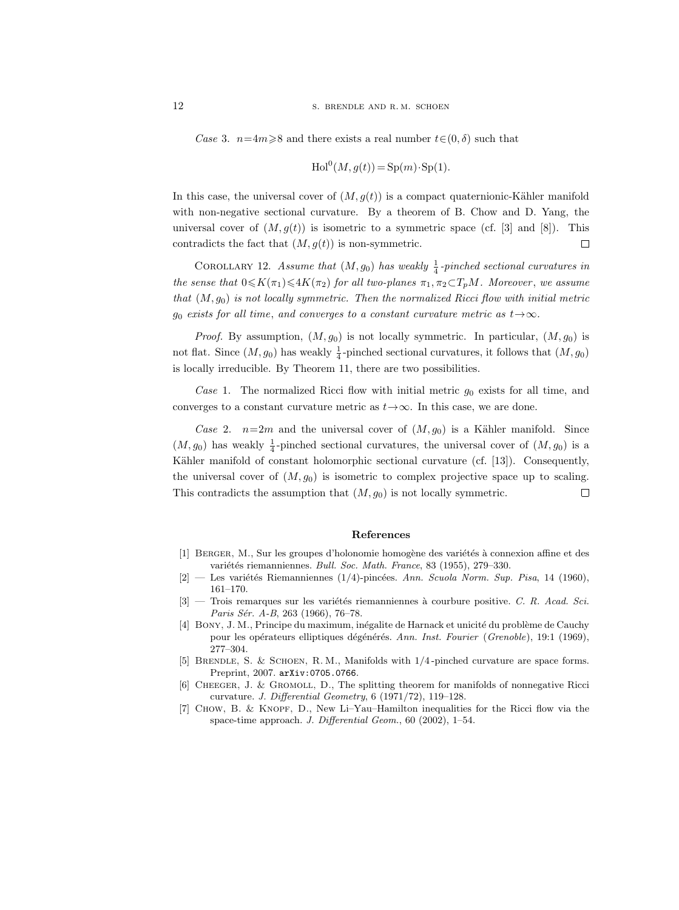*Case* 3. $n=4m\geqslant 8$ and there exists a real number $t\in(0,\delta)$ such that

$$\mathrm{Hol}^0(M,g(t))=\mathrm{Sp}(m)\cdot\mathrm{Sp}(1).$$

In this case, the universal cover of $(M,g(t))$ is a compact quaternionic-Kähler manifold with non-negative sectional curvature. By a theorem of B. Chow and D. Yang, the universal cover of $(M,g(t))$ is isometric to a symmetric space (cf. [3] and [8]). This contradicts the fact that $(M,g(t))$ is non-symmetric. $\square$

COROLLARY 12. *Assume that $(M,g_0)$ has weakly $\frac{1}{4}$-pinched sectional curvatures in the sense that $0\leqslant K(\pi_1)\leqslant 4K(\pi_2)$ for all two-planes $\pi_1,\pi_2\subset T_pM$. Moreover, we assume that $(M,g_0)$ is not locally symmetric. Then the normalized Ricci flow with initial metric $g_0$ exists for all time, and converges to a constant curvature metric as $t\to\infty$.*

*Proof.* By assumption, $(M,g_0)$ is not locally symmetric. In particular, $(M,g_0)$ is not flat. Since $(M,g_0)$ has weakly $\frac{1}{4}$-pinched sectional curvatures, it follows that $(M,g_0)$ is locally irreducible. By Theorem 11, there are two possibilities.

*Case* 1. The normalized Ricci flow with initial metric $g_0$ exists for all time, and converges to a constant curvature metric as $t\to\infty$. In this case, we are done.

*Case* 2. $n=2m$ and the universal cover of $(M,g_0)$ is a Kähler manifold. Since $(M,g_0)$ has weakly $\frac{1}{4}$-pinched sectional curvatures, the universal cover of $(M,g_0)$ is a Kähler manifold of constant holomorphic sectional curvature (cf. [13]). Consequently, the universal cover of $(M,g_0)$ is isometric to complex projective space up to scaling. This contradicts the assumption that $(M,g_0)$ is not locally symmetric. $\square$

## References

[1] BERGER, M., Sur les groupes d'holonomie homogène des variétés à connexion affine et des variétés riemanniennes. *Bull. Soc. Math. France*, 83 (1955), 279–330.

[2] — Les variétés Riemanniennes (1/4)-pincées. *Ann. Scuola Norm. Sup. Pisa*, 14 (1960), 161–170.

[3] — Trois remarques sur les variétés riemanniennes à courbure positive. *C. R. Acad. Sci. Paris Sér. A-B*, 263 (1966), 76–78.

[4] BONY, J. M., Principe du maximum, inégalite de Harnack et unicité du problème de Cauchy pour les opérateurs elliptiques dégénérés. *Ann. Inst. Fourier* (*Grenoble*), 19:1 (1969), 277–304.

[5] BRENDLE, S. & SCHOEN, R. M., Manifolds with 1/4-pinched curvature are space forms. Preprint, 2007. `arXiv:0705.0766`.

[6] CHEEGER, J. & GROMOLL, D., The splitting theorem for manifolds of nonnegative Ricci curvature. *J. Differential Geometry*, 6 (1971/72), 119–128.

[7] CHOW, B. & KNOPF, D., New Li–Yau–Hamilton inequalities for the Ricci flow via the space-time approach. *J. Differential Geom.*, 60 (2002), 1–54.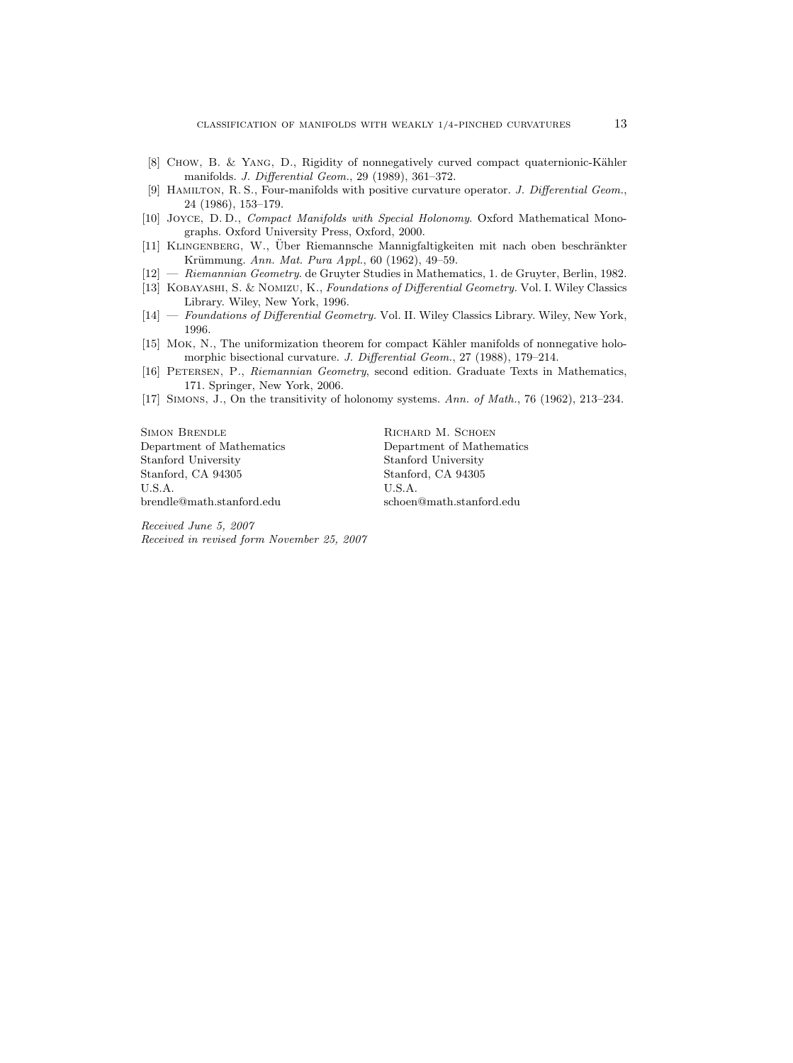[8] Chow, B. & Yang, D., Rigidity of nonnegatively curved compact quaternionic-Kähler manifolds. *J. Differential Geom.*, 29 (1989), 361–372.

[9] Hamilton, R. S., Four-manifolds with positive curvature operator. *J. Differential Geom.*, 24 (1986), 153–179.

[10] Joyce, D. D., *Compact Manifolds with Special Holonomy*. Oxford Mathematical Monographs. Oxford University Press, Oxford, 2000.

[11] Klingenberg, W., Über Riemannsche Mannigfaltigkeiten mit nach oben beschränkter Krümmung. *Ann. Mat. Pura Appl.*, 60 (1962), 49–59.

[12] — *Riemannian Geometry*. de Gruyter Studies in Mathematics, 1. de Gruyter, Berlin, 1982.

[13] Kobayashi, S. & Nomizu, K., *Foundations of Differential Geometry*. Vol. I. Wiley Classics Library. Wiley, New York, 1996.

[14] — *Foundations of Differential Geometry*. Vol. II. Wiley Classics Library. Wiley, New York, 1996.

[15] Mok, N., The uniformization theorem for compact Kähler manifolds of nonnegative holomorphic bisectional curvature. *J. Differential Geom.*, 27 (1988), 179–214.

[16] Petersen, P., *Riemannian Geometry*, second edition. Graduate Texts in Mathematics, 171. Springer, New York, 2006.

[17] Simons, J., On the transitivity of holonomy systems. *Ann. of Math.*, 76 (1962), 213–234.

Simon Brendle
Department of Mathematics
Stanford University
Stanford, CA 94305
U.S.A.
brendle@math.stanford.edu

Richard M. Schoen
Department of Mathematics
Stanford University
Stanford, CA 94305
U.S.A.
schoen@math.stanford.edu

*Received June 5, 2007*
*Received in revised form November 25, 2007*